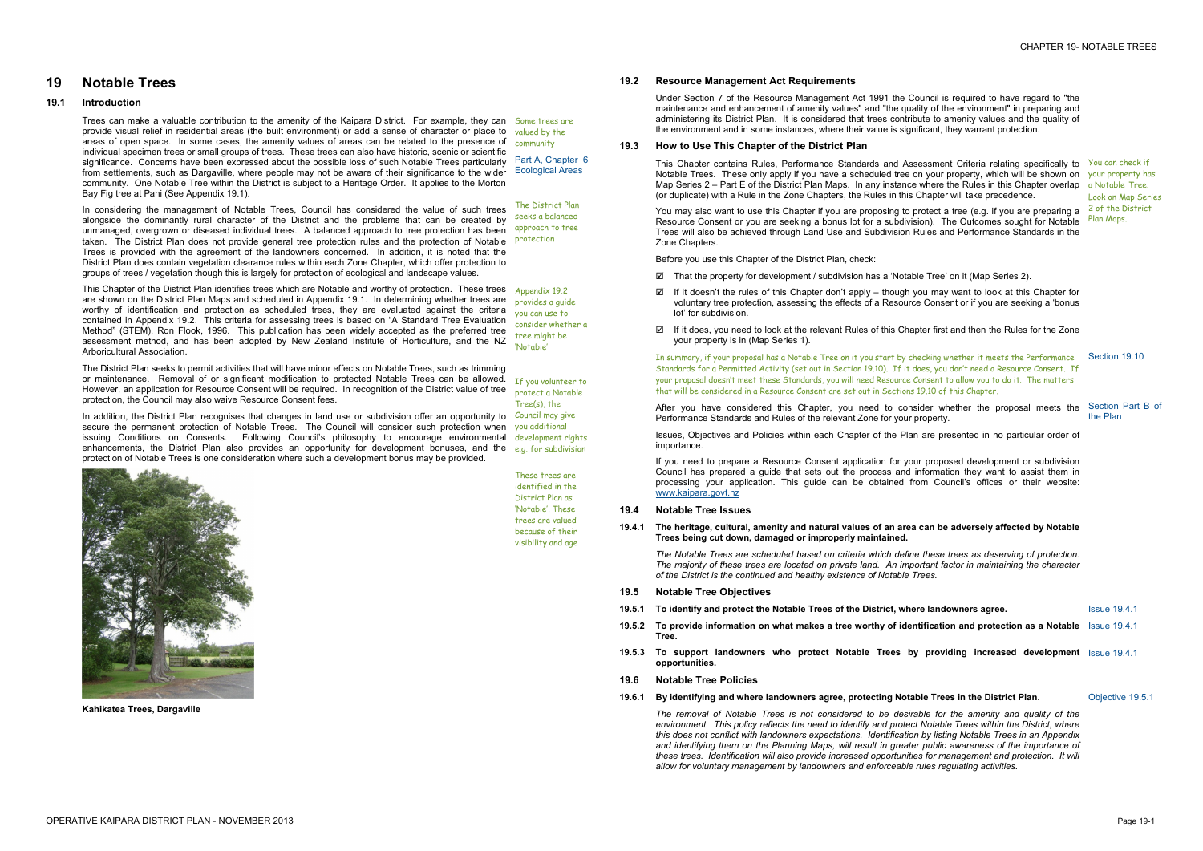# 19 Notable Trees

## 19.1 Introduction

Trees can make a valuable contribution to the amenity of the Kaipara District. For example, they can provide visual relief in residential areas (the built environment) or add a sense of character or place to areas of open space. In some cases, the amenity values of areas can be related to the presence of individual specimen trees or small groups of trees. These trees can also have historic, scenic or scientific significance. Concerns have been expressed about the possible loss of such Notable Trees particularly from settlements, such as Dargaville, where people may not be aware of their significance to the wider community. One Notable Tree within the District is subject to a Heritage Order. It applies to the Morton Bay Fig tree at Pahi (See Appendix 19.1).

*Some trees are valued by the community*

*Part A, Chapter 6 Ecological Areas*

In considering the management of Notable Trees, Council has considered the value of such trees alongside the dominantly rural character of the District and the problems that can be created by unmanaged, overgrown or diseased individual trees. A balanced approach to tree protection has been taken. The District Plan does not provide general tree protection rules and the protection of Notable Trees is provided with the agreement of the landowners concerned. In addition, it is noted that the District Plan does contain vegetation clearance rules within each Zone Chapter, which offer protection to groups of trees / vegetation though this is largely for protection of ecological and landscape values.

*The District Plan seeks a balanced approach to tree protection*

This Chapter of the District Plan identifies trees which are Notable and worthy of protection. These trees are shown on the District Plan Maps and scheduled in Appendix 19.1. In determining whether trees are worthy of identification and protection as scheduled trees, they are evaluated against the criteria contained in Appendix 19.2. This criteria for assessing trees is based on "A Standard Tree Evaluation Method" (STEM), Ron Flook, 1996. This publication has been widely accepted as the preferred tree assessment method, and has been adopted by New Zealand Institute of Horticulture, and the NZ Arboricultural Association.

*Appendix 19.2 provides a guide you can use to consider whether a tree might be 'Notable'*

The District Plan seeks to permit activities that will have minor effects on Notable Trees, such as trimming or maintenance. Removal of or significant modification to protected Notable Trees can be allowed. However, an application for Resource Consent will be required. In recognition of the District value of tree protection, the Council may also waive Resource Consent fees.

*If you volunteer to protect a Notable Tree(s), the Council may give you additional development rights e.g. for subdivision*

In addition, the District Plan recognises that changes in land use or subdivision offer an opportunity to secure the permanent protection of Notable Trees. The Council will consider such protection when issuing Conditions on Consents. Following Council's philosophy to encourage environmental enhancements, the District Plan also provides an opportunity for development bonuses, and the protection of Notable Trees is one consideration where such a development bonus may be provided.

*These trees are identified in the District Plan as 'Notable'. These trees are valued because of their visibility and age*

**Kahikatea Trees, Dargaville**

## 19.2 Resource Management Act Requirements

Under Section 7 of the Resource Management Act 1991 the Council is required to have regard to "the maintenance and enhancement of amenity values" and "the quality of the environment" in preparing and administering its District Plan. It is considered that trees contribute to amenity values and the quality of the environment and in some instances, where their value is significant, they warrant protection.

## 19.3 How to Use This Chapter of the District Plan

This Chapter contains Rules, Performance Standards and Assessment Criteria relating specifically to Notable Trees. These only apply if you have a scheduled tree on your property, which will be shown on Map Series 2 – Part E of the District Plan Maps. In any instance where the Rules in this Chapter overlap (or duplicate) with a Rule in the Zone Chapters, the Rules in this Chapter will take precedence.

*You can check if your property has a Notable Tree. Look on Map Series 2 of the District Plan Maps.*

You may also want to use this Chapter if you are proposing to protect a tree (e.g. if you are preparing a Resource Consent or you are seeking a bonus lot for a subdivision). The Outcomes sought for Notable Trees will also be achieved through Land Use and Subdivision Rules and Performance Standards in the Zone Chapters.

Before you use this Chapter of the District Plan, check:

- ☑ That the property for development / subdivision has a 'Notable Tree' on it (Map Series 2).
- ☑ If it doesn't the rules of this Chapter don't apply – though you may want to look at this Chapter for voluntary tree protection, assessing the effects of a Resource Consent or if you are seeking a 'bonus lot' for subdivision.
- ☑ If it does, you need to look at the relevant Rules of this Chapter first and then the Rules for the Zone your property is in (Map Series 1).

*In summary, if your proposal has a Notable Tree on it you start by checking whether it meets the Performance Standards for a Permitted Activity (set out in Section 19.10). If it does, you don't need a Resource Consent. If your proposal doesn't meet these Standards, you will need Resource Consent to allow you to do it. The matters that will be considered in a Resource Consent are set out in Sections 19.10 of this Chapter.*

*Section 19.10*

After you have considered this Chapter, you need to consider whether the proposal meets the Performance Standards and Rules of the relevant Zone for your property.

*Section Part B of the Plan*

Issues, Objectives and Policies within each Chapter of the Plan are presented in no particular order of importance.

If you need to prepare a Resource Consent application for your proposed development or subdivision Council has prepared a guide that sets out the process and information they want to assist them in processing your application. This guide can be obtained from Council's offices or their website: www.kaipara.govt.nz

## 19.4 Notable Tree Issues

**19.4.1 The heritage, cultural, amenity and natural values of an area can be adversely affected by Notable Trees being cut down, damaged or improperly maintained.**

*The Notable Trees are scheduled based on criteria which define these trees as deserving of protection. The majority of these trees are located on private land. An important factor in maintaining the character of the District is the continued and healthy existence of Notable Trees.*

## 19.5 Notable Tree Objectives

**19.5.1 To identify and protect the Notable Trees of the District, where landowners agree.** — Issue 19.4.1

**19.5.2 To provide information on what makes a tree worthy of identification and protection as a Notable Tree.** — Issue 19.4.1

**19.5.3 To support landowners who protect Notable Trees by providing increased development opportunities.** — Issue 19.4.1

## 19.6 Notable Tree Policies

**19.6.1 By identifying and where landowners agree, protecting Notable Trees in the District Plan.** — Objective 19.5.1

*The removal of Notable Trees is not considered to be desirable for the amenity and quality of the environment. This policy reflects the need to identify and protect Notable Trees within the District, where this does not conflict with landowners expectations. Identification by listing Notable Trees in an Appendix and identifying them on the Planning Maps, will result in greater public awareness of the importance of these trees. Identification will also provide increased opportunities for management and protection. It will allow for voluntary management by landowners and enforceable rules regulating activities.*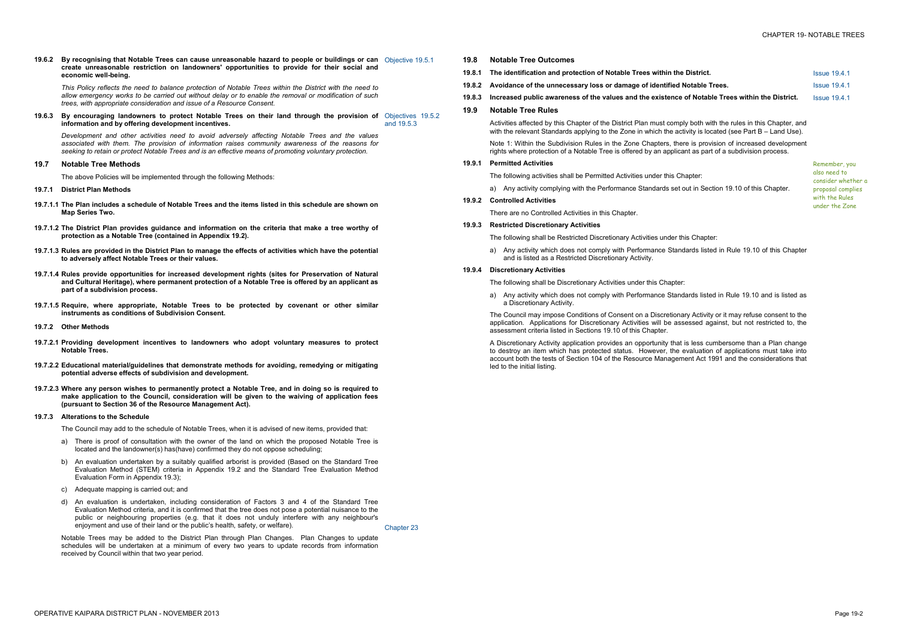**19.6.2 By recognising that Notable Trees can cause unreasonable hazard to people or buildings or can create unreasonable restriction on landowners' opportunities to provide for their social and economic well-being.** Objective 19.5.1

*This Policy reflects the need to balance protection of Notable Trees within the District with the need to allow emergency works to be carried out without delay or to enable the removal or modification of such trees, with appropriate consideration and issue of a Resource Consent.*

**19.6.3 By encouraging landowners to protect Notable Trees on their land through the provision of information and by offering development incentives.** Objectives 19.5.2 and 19.5.3

*Development and other activities need to avoid adversely affecting Notable Trees and the values associated with them. The provision of information raises community awareness of the reasons for seeking to retain or protect Notable Trees and is an effective means of promoting voluntary protection.*

## 19.7 Notable Tree Methods

The above Policies will be implemented through the following Methods:

### 19.7.1 District Plan Methods

**19.7.1.1 The Plan includes a schedule of Notable Trees and the items listed in this schedule are shown on Map Series Two.**

**19.7.1.2 The District Plan provides guidance and information on the criteria that make a tree worthy of protection as a Notable Tree (contained in Appendix 19.2).**

**19.7.1.3 Rules are provided in the District Plan to manage the effects of activities which have the potential to adversely affect Notable Trees or their values.**

**19.7.1.4 Rules provide opportunities for increased development rights (sites for Preservation of Natural and Cultural Heritage), where permanent protection of a Notable Tree is offered by an applicant as part of a subdivision process.**

**19.7.1.5 Require, where appropriate, Notable Trees to be protected by covenant or other similar instruments as conditions of Subdivision Consent.**

### 19.7.2 Other Methods

**19.7.2.1 Providing development incentives to landowners who adopt voluntary measures to protect Notable Trees.**

**19.7.2.2 Educational material/guidelines that demonstrate methods for avoiding, remedying or mitigating potential adverse effects of subdivision and development.**

**19.7.2.3 Where any person wishes to permanently protect a Notable Tree, and in doing so is required to make application to the Council, consideration will be given to the waiving of application fees (pursuant to Section 36 of the Resource Management Act).**

### 19.7.3 Alterations to the Schedule

The Council may add to the schedule of Notable Trees, when it is advised of new items, provided that:

a) There is proof of consultation with the owner of the land on which the proposed Notable Tree is located and the landowner(s) has(have) confirmed they do not oppose scheduling;

b) An evaluation undertaken by a suitably qualified arborist is provided (Based on the Standard Tree Evaluation Method (STEM) criteria in Appendix 19.2 and the Standard Tree Evaluation Method Evaluation Form in Appendix 19.3);

c) Adequate mapping is carried out; and

d) An evaluation is undertaken, including consideration of Factors 3 and 4 of the Standard Tree Evaluation Method criteria, and it is confirmed that the tree does not pose a potential nuisance to the public or neighbouring properties (e.g. that it does not unduly interfere with any neighbour's enjoyment and use of their land or the public's health, safety, or welfare). Chapter 23

Notable Trees may be added to the District Plan through Plan Changes. Plan Changes to update schedules will be undertaken at a minimum of every two years to update records from information received by Council within that two year period.

## 19.8 Notable Tree Outcomes

**19.8.1 The identification and protection of Notable Trees within the District.** Issue 19.4.1

**19.8.2 Avoidance of the unnecessary loss or damage of identified Notable Trees.** Issue 19.4.1

**19.8.3 Increased public awareness of the values and the existence of Notable Trees within the District.** Issue 19.4.1

## 19.9 Notable Tree Rules

Activities affected by this Chapter of the District Plan must comply both with the rules in this Chapter, and with the relevant Standards applying to the Zone in which the activity is located (see Part B – Land Use).

Note 1: Within the Subdivision Rules in the Zone Chapters, there is provision of increased development rights where protection of a Notable Tree is offered by an applicant as part of a subdivision process.

### 19.9.1 Permitted Activities

*Remember, you also need to consider whether a proposal complies with the Rules under the Zone*

The following activities shall be Permitted Activities under this Chapter:

a) Any activity complying with the Performance Standards set out in Section 19.10 of this Chapter.

### 19.9.2 Controlled Activities

There are no Controlled Activities in this Chapter.

### 19.9.3 Restricted Discretionary Activities

The following shall be Restricted Discretionary Activities under this Chapter:

a) Any activity which does not comply with Performance Standards listed in Rule 19.10 of this Chapter and is listed as a Restricted Discretionary Activity.

### 19.9.4 Discretionary Activities

The following shall be Discretionary Activities under this Chapter:

a) Any activity which does not comply with Performance Standards listed in Rule 19.10 and is listed as a Discretionary Activity.

The Council may impose Conditions of Consent on a Discretionary Activity or it may refuse consent to the application. Applications for Discretionary Activities will be assessed against, but not restricted to, the assessment criteria listed in Sections 19.10 of this Chapter.

A Discretionary Activity application provides an opportunity that is less cumbersome than a Plan change to destroy an item which has protected status. However, the evaluation of applications must take into account both the tests of Section 104 of the Resource Management Act 1991 and the considerations that led to the initial listing.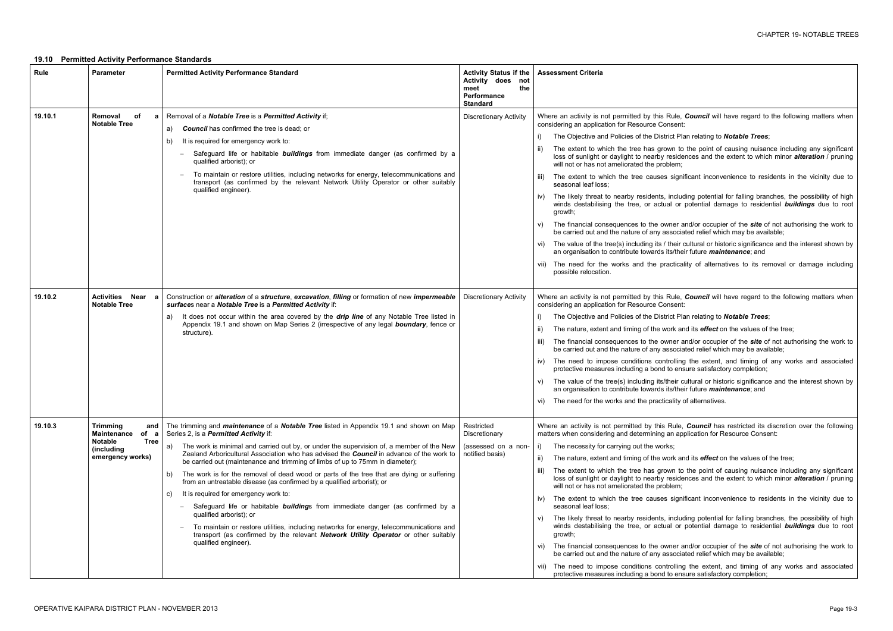## 19.10 Permitted Activity Performance Standards

| Rule | Parameter | Permitted Activity Performance Standard | Activity Status if the Activity does not meet the Performance Standard | Assessment Criteria |
|---|---|---|---|---|
| 19.10.1 | Removal of a Notable Tree | Removal of a ***Notable Tree*** is a ***Permitted Activity*** if;<br>a) ***Council*** has confirmed the tree is dead; or<br>b) It is required for emergency work to:<br>– Safeguard life or habitable ***buildings*** from immediate danger (as confirmed by a qualified arborist); or<br>– To maintain or restore utilities, including networks for energy, telecommunications and transport (as confirmed by the relevant Network Utility Operator or other suitably qualified engineer). | Discretionary Activity | Where an activity is not permitted by this Rule, ***Council*** will have regard to the following matters when considering an application for Resource Consent:<br>i) The Objective and Policies of the District Plan relating to ***Notable Trees***;<br>ii) The extent to which the tree has grown to the point of causing nuisance including any significant loss of sunlight or daylight to nearby residences and the extent to which minor ***alteration*** / pruning will not or has not ameliorated the problem;<br>iii) The extent to which the tree causes significant inconvenience to residents in the vicinity due to seasonal leaf loss;<br>iv) The likely threat to nearby residents, including potential for falling branches, the possibility of high winds destabilising the tree, or actual or potential damage to residential ***buildings*** due to root growth;<br>v) The financial consequences to the owner and/or occupier of the ***site*** of not authorising the work to be carried out and the nature of any associated relief which may be available;<br>vi) The value of the tree(s) including its / their cultural or historic significance and the interest shown by an organisation to contribute towards its/their future ***maintenance***; and<br>vii) The need for the works and the practicality of alternatives to its removal or damage including possible relocation. |
| 19.10.2 | Activities Near a Notable Tree | Construction or ***alteration*** of a ***structure***, ***excavation***, ***filling*** or formation of new ***impermeable surface***s near a ***Notable Tree*** is a ***Permitted Activity*** if:<br>a) It does not occur within the area covered by the ***drip line*** of any Notable Tree listed in Appendix 19.1 and shown on Map Series 2 (irrespective of any legal ***boundary***, fence or structure). | Discretionary Activity | Where an activity is not permitted by this Rule, ***Council*** will have regard to the following matters when considering an application for Resource Consent:<br>i) The Objective and Policies of the District Plan relating to ***Notable Trees***;<br>ii) The nature, extent and timing of the work and its ***effect*** on the values of the tree;<br>iii) The financial consequences to the owner and/or occupier of the ***site*** of not authorising the work to be carried out and the nature of any associated relief which may be available;<br>iv) The need to impose conditions controlling the extent, and timing of any works and associated protective measures including a bond to ensure satisfactory completion;<br>v) The value of the tree(s) including its/their cultural or historic significance and the interest shown by an organisation to contribute towards its/their future ***maintenance***; and<br>vi) The need for the works and the practicality of alternatives. |
| 19.10.3 | Trimming and Maintenance of a Notable Tree (including emergency works) | The trimming and ***maintenance*** of a ***Notable Tree*** listed in Appendix 19.1 and shown on Map Series 2, is a ***Permitted Activity*** if:<br>a) The work is minimal and carried out by, or under the supervision of, a member of the New Zealand Arboricultural Association who has advised the ***Council*** in advance of the work to be carried out (maintenance and trimming of limbs of up to 75mm in diameter);<br>b) The work is for the removal of dead wood or parts of the tree that are dying or suffering from an untreatable disease (as confirmed by a qualified arborist); or<br>c) It is required for emergency work to:<br>– Safeguard life or habitable ***building***s from immediate danger (as confirmed by a qualified arborist); or<br>– To maintain or restore utilities, including networks for energy, telecommunications and transport (as confirmed by the relevant ***Network Utility Operator*** or other suitably qualified engineer). | Restricted Discretionary<br>(assessed on a non-notified basis) | Where an activity is not permitted by this Rule, ***Council*** has restricted its discretion over the following matters when considering and determining an application for Resource Consent:<br>i) The necessity for carrying out the works;<br>ii) The nature, extent and timing of the work and its ***effect*** on the values of the tree;<br>iii) The extent to which the tree has grown to the point of causing nuisance including any significant loss of sunlight or daylight to nearby residences and the extent to which minor ***alteration*** / pruning will not or has not ameliorated the problem;<br>iv) The extent to which the tree causes significant inconvenience to residents in the vicinity due to seasonal leaf loss;<br>v) The likely threat to nearby residents, including potential for falling branches, the possibility of high winds destabilising the tree, or actual or potential damage to residential ***buildings*** due to root growth;<br>vi) The financial consequences to the owner and/or occupier of the ***site*** of not authorising the work to be carried out and the nature of any associated relief which may be available;<br>vii) The need to impose conditions controlling the extent, and timing of any works and associated protective measures including a bond to ensure satisfactory completion; |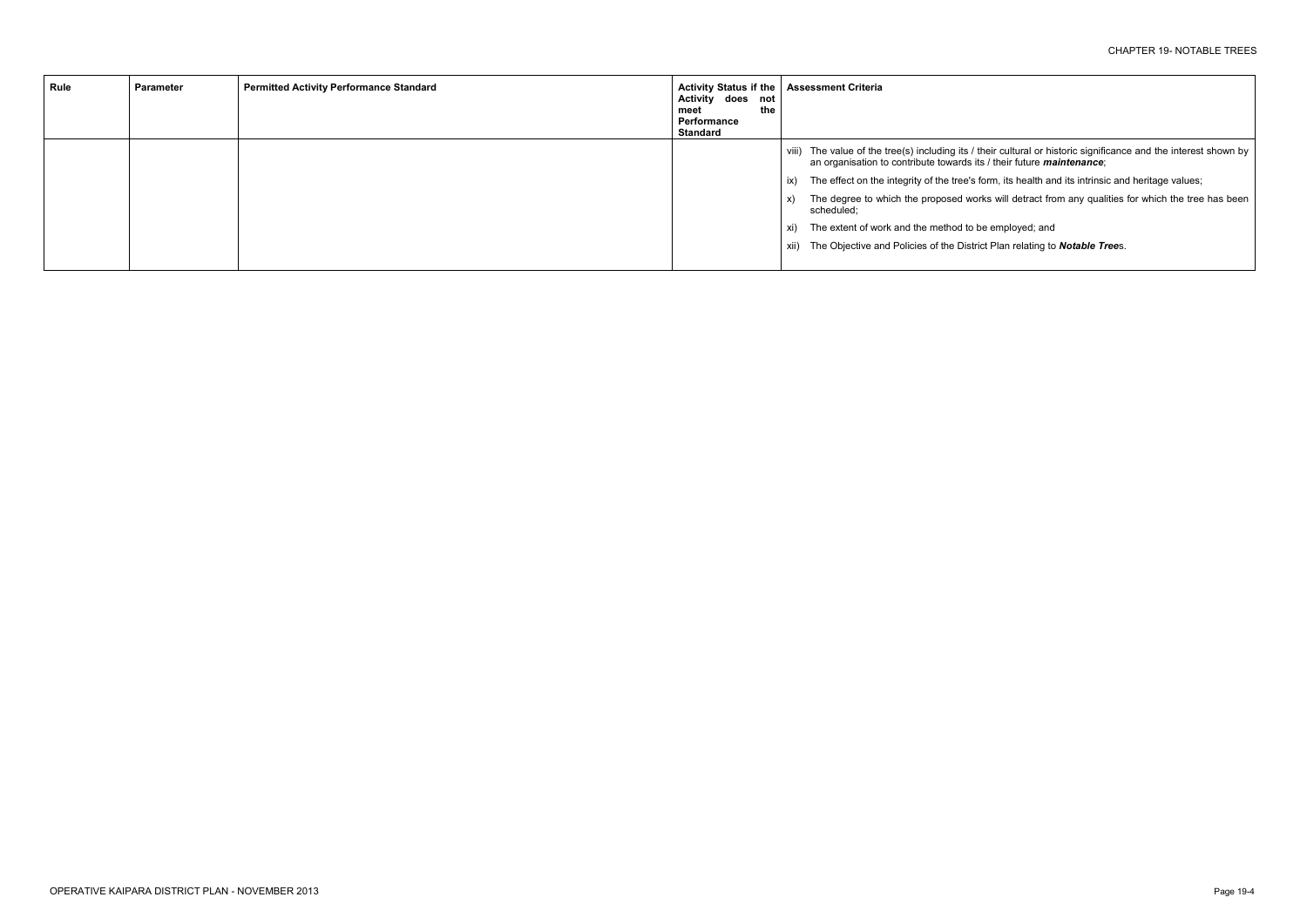| Rule | Parameter | Permitted Activity Performance Standard | Activity Status if the Activity does not meet the Performance Standard | Assessment Criteria |
|---|---|---|---|---|
| | | | | viii) The value of the tree(s) including its / their cultural or historic significance and the interest shown by an organisation to contribute towards its / their future ***maintenance***;<br><br>ix) The effect on the integrity of the tree's form, its health and its intrinsic and heritage values;<br><br>x) The degree to which the proposed works will detract from any qualities for which the tree has been scheduled;<br><br>xi) The extent of work and the method to be employed; and<br><br>xii) The Objective and Policies of the District Plan relating to ***Notable Tree***s. |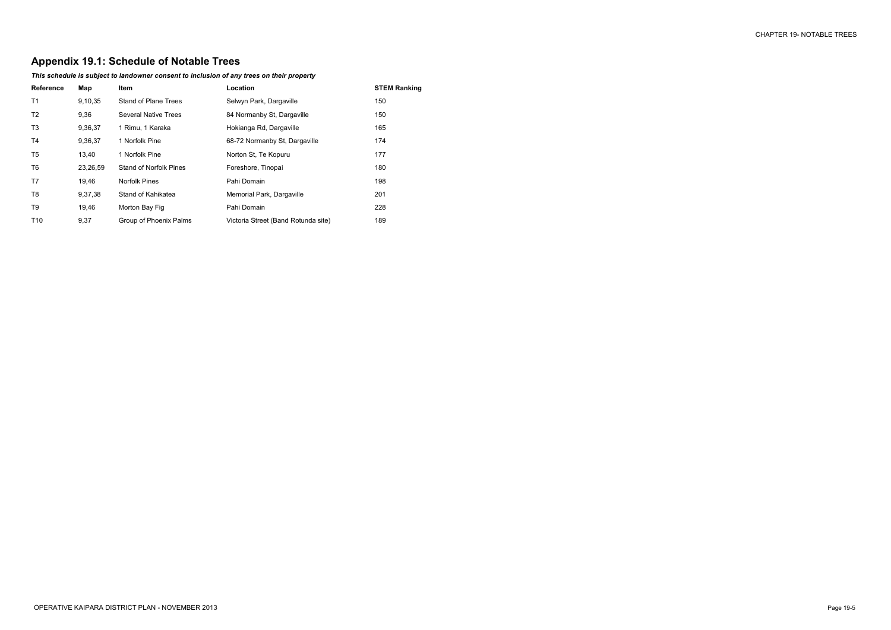# Appendix 19.1: Schedule of Notable Trees

***This schedule is subject to landowner consent to inclusion of any trees on their property***

| Reference | Map | Item | Location | STEM Ranking |
|---|---|---|---|---|
| T1 | 9,10,35 | Stand of Plane Trees | Selwyn Park, Dargaville | 150 |
| T2 | 9,36 | Several Native Trees | 84 Normanby St, Dargaville | 150 |
| T3 | 9,36,37 | 1 Rimu, 1 Karaka | Hokianga Rd, Dargaville | 165 |
| T4 | 9,36,37 | 1 Norfolk Pine | 68-72 Normanby St, Dargaville | 174 |
| T5 | 13,40 | 1 Norfolk Pine | Norton St, Te Kopuru | 177 |
| T6 | 23,26,59 | Stand of Norfolk Pines | Foreshore, Tinopai | 180 |
| T7 | 19,46 | Norfolk Pines | Pahi Domain | 198 |
| T8 | 9,37,38 | Stand of Kahikatea | Memorial Park, Dargaville | 201 |
| T9 | 19,46 | Morton Bay Fig | Pahi Domain | 228 |
| T10 | 9,37 | Group of Phoenix Palms | Victoria Street (Band Rotunda site) | 189 |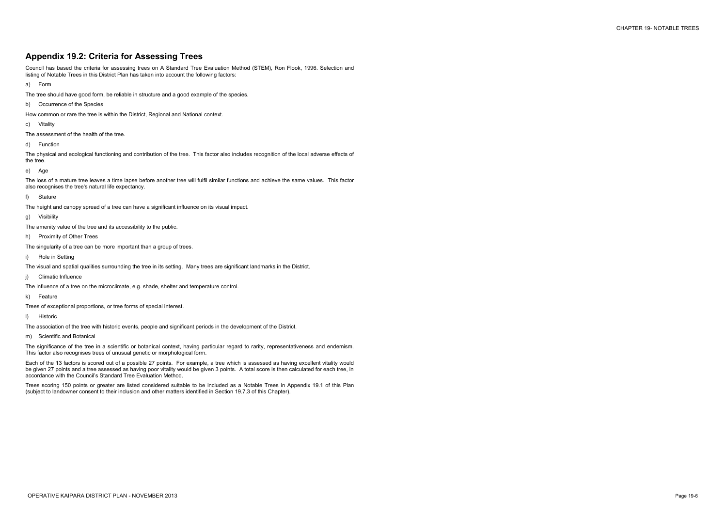## Appendix 19.2: Criteria for Assessing Trees

Council has based the criteria for assessing trees on A Standard Tree Evaluation Method (STEM), Ron Flook, 1996. Selection and listing of Notable Trees in this District Plan has taken into account the following factors:

a) Form

The tree should have good form, be reliable in structure and a good example of the species.

b) Occurrence of the Species

How common or rare the tree is within the District, Regional and National context.

c) Vitality

The assessment of the health of the tree.

d) Function

The physical and ecological functioning and contribution of the tree. This factor also includes recognition of the local adverse effects of the tree.

e) Age

The loss of a mature tree leaves a time lapse before another tree will fulfil similar functions and achieve the same values. This factor also recognises the tree's natural life expectancy.

f) Stature

The height and canopy spread of a tree can have a significant influence on its visual impact.

g) Visibility

The amenity value of the tree and its accessibility to the public.

h) Proximity of Other Trees

The singularity of a tree can be more important than a group of trees.

i) Role in Setting

The visual and spatial qualities surrounding the tree in its setting. Many trees are significant landmarks in the District.

j) Climatic Influence

The influence of a tree on the microclimate, e.g. shade, shelter and temperature control.

k) Feature

Trees of exceptional proportions, or tree forms of special interest.

l) Historic

The association of the tree with historic events, people and significant periods in the development of the District.

m) Scientific and Botanical

The significance of the tree in a scientific or botanical context, having particular regard to rarity, representativeness and endemism. This factor also recognises trees of unusual genetic or morphological form.

Each of the 13 factors is scored out of a possible 27 points. For example, a tree which is assessed as having excellent vitality would be given 27 points and a tree assessed as having poor vitality would be given 3 points. A total score is then calculated for each tree, in accordance with the Council's Standard Tree Evaluation Method.

Trees scoring 150 points or greater are listed considered suitable to be included as a Notable Trees in Appendix 19.1 of this Plan (subject to landowner consent to their inclusion and other matters identified in Section 19.7.3 of this Chapter).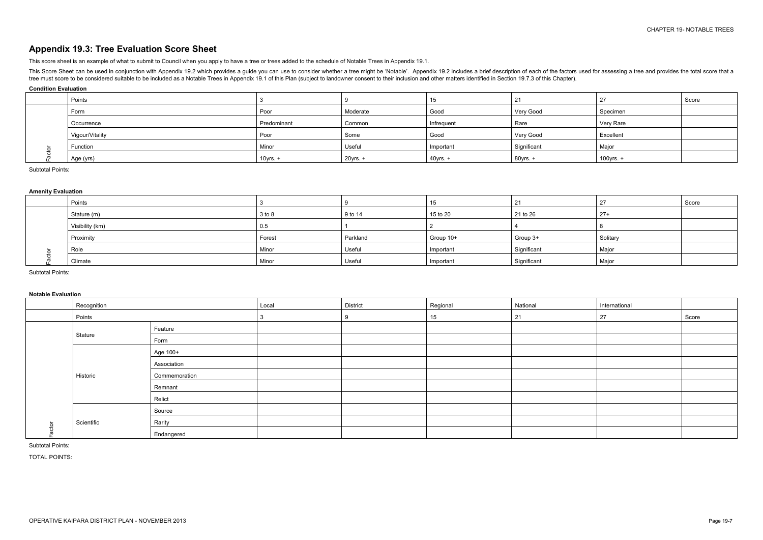## Appendix 19.3: Tree Evaluation Score Sheet

This score sheet is an example of what to submit to Council when you apply to have a tree or trees added to the schedule of Notable Trees in Appendix 19.1.

This Score Sheet can be used in conjunction with Appendix 19.2 which provides a guide you can use to consider whether a tree might be 'Notable'. Appendix 19.2 includes a brief description of each of the factors used for assessing a tree and provides the total score that a tree must score to be considered suitable to be included as a Notable Trees in Appendix 19.1 of this Plan (subject to landowner consent to their inclusion and other matters identified in Section 19.7.3 of this Chapter).

**Condition Evaluation**

| | Points | 3 | 9 | 15 | 21 | 27 | Score |
|---|---|---|---|---|---|---|---|
| Factor | Form | Poor | Moderate | Good | Very Good | Specimen | |
| | Occurrence | Predominant | Common | Infrequent | Rare | Very Rare | |
| | Vigour/Vitality | Poor | Some | Good | Very Good | Excellent | |
| | Function | Minor | Useful | Important | Significant | Major | |
| | Age (yrs) | 10yrs. + | 20yrs. + | 40yrs. + | 80yrs. + | 100yrs. + | |

Subtotal Points:

**Amenity Evaluation**

| | Points | 3 | 9 | 15 | 21 | 27 | Score |
|---|---|---|---|---|---|---|---|
| Factor | Stature (m) | 3 to 8 | 9 to 14 | 15 to 20 | 21 to 26 | 27+ | |
| | Visibility (km) | 0.5 | 1 | 2 | 4 | 8 | |
| | Proximity | Forest | Parkland | Group 10+ | Group 3+ | Solitary | |
| | Role | Minor | Useful | Important | Significant | Major | |
| | Climate | Minor | Useful | Important | Significant | Major | |

Subtotal Points:

**Notable Evaluation**

| | Recognition | | Local | District | Regional | National | International | |
|---|---|---|---|---|---|---|---|---|
| | Points | | 3 | 9 | 15 | 21 | 27 | Score |
| Factor | Stature | Feature | | | | | | |
| | | Form | | | | | | |
| | Historic | Age 100+ | | | | | | |
| | | Association | | | | | | |
| | | Commemoration | | | | | | |
| | | Remnant | | | | | | |
| | | Relict | | | | | | |
| | Scientific | Source | | | | | | |
| | | Rarity | | | | | | |
| | | Endangered | | | | | | |

Subtotal Points:

TOTAL POINTS: